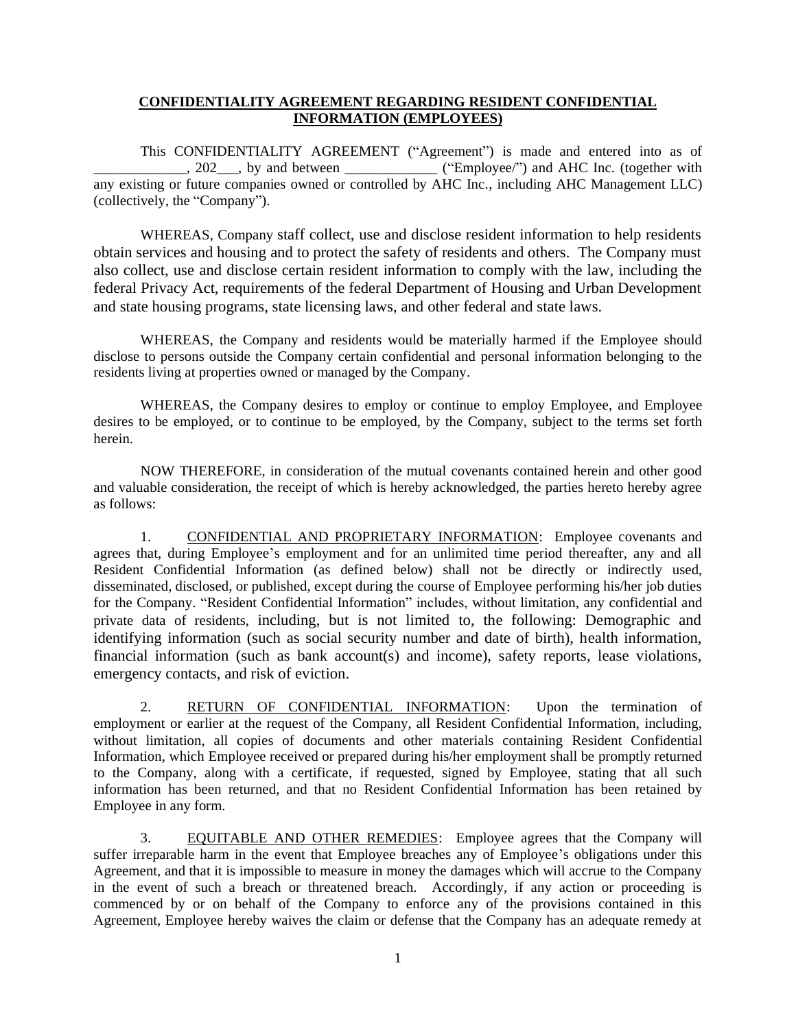**CONFIDENTIALITY AGREEMENT REGARDING RESIDENT CONFIDENTIAL INFORMATION (EMPLOYEES)**

This CONFIDENTIALITY AGREEMENT ("Agreement") is made and entered into as of _____________, 202___, by and between _____________ ("Employee/") and AHC Inc. (together with any existing or future companies owned or controlled by AHC Inc., including AHC Management LLC) (collectively, the "Company").

WHEREAS, Company staff collect, use and disclose resident information to help residents obtain services and housing and to protect the safety of residents and others. The Company must also collect, use and disclose certain resident information to comply with the law, including the federal Privacy Act, requirements of the federal Department of Housing and Urban Development and state housing programs, state licensing laws, and other federal and state laws.

WHEREAS, the Company and residents would be materially harmed if the Employee should disclose to persons outside the Company certain confidential and personal information belonging to the residents living at properties owned or managed by the Company.

WHEREAS, the Company desires to employ or continue to employ Employee, and Employee desires to be employed, or to continue to be employed, by the Company, subject to the terms set forth herein.

NOW THEREFORE, in consideration of the mutual covenants contained herein and other good and valuable consideration, the receipt of which is hereby acknowledged, the parties hereto hereby agree as follows:

1. <u>CONFIDENTIAL AND PROPRIETARY INFORMATION</u>: Employee covenants and agrees that, during Employee's employment and for an unlimited time period thereafter, any and all Resident Confidential Information (as defined below) shall not be directly or indirectly used, disseminated, disclosed, or published, except during the course of Employee performing his/her job duties for the Company. "Resident Confidential Information" includes, without limitation, any confidential and private data of residents, including, but is not limited to, the following: Demographic and identifying information (such as social security number and date of birth), health information, financial information (such as bank account(s) and income), safety reports, lease violations, emergency contacts, and risk of eviction.

2. <u>RETURN OF CONFIDENTIAL INFORMATION</u>: Upon the termination of employment or earlier at the request of the Company, all Resident Confidential Information, including, without limitation, all copies of documents and other materials containing Resident Confidential Information, which Employee received or prepared during his/her employment shall be promptly returned to the Company, along with a certificate, if requested, signed by Employee, stating that all such information has been returned, and that no Resident Confidential Information has been retained by Employee in any form.

3. <u>EQUITABLE AND OTHER REMEDIES</u>: Employee agrees that the Company will suffer irreparable harm in the event that Employee breaches any of Employee's obligations under this Agreement, and that it is impossible to measure in money the damages which will accrue to the Company in the event of such a breach or threatened breach. Accordingly, if any action or proceeding is commenced by or on behalf of the Company to enforce any of the provisions contained in this Agreement, Employee hereby waives the claim or defense that the Company has an adequate remedy at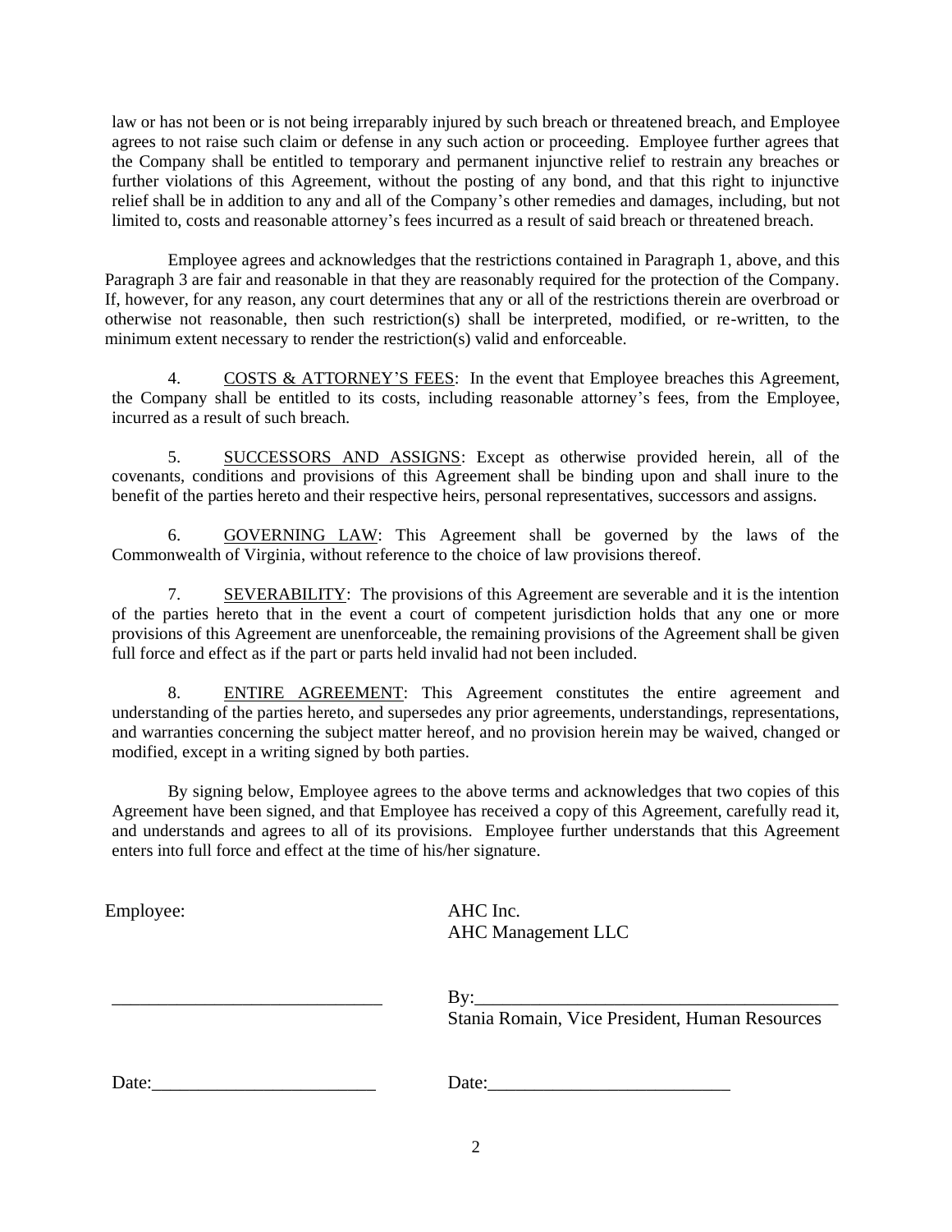law or has not been or is not being irreparably injured by such breach or threatened breach, and Employee agrees to not raise such claim or defense in any such action or proceeding. Employee further agrees that the Company shall be entitled to temporary and permanent injunctive relief to restrain any breaches or further violations of this Agreement, without the posting of any bond, and that this right to injunctive relief shall be in addition to any and all of the Company's other remedies and damages, including, but not limited to, costs and reasonable attorney's fees incurred as a result of said breach or threatened breach.

Employee agrees and acknowledges that the restrictions contained in Paragraph 1, above, and this Paragraph 3 are fair and reasonable in that they are reasonably required for the protection of the Company. If, however, for any reason, any court determines that any or all of the restrictions therein are overbroad or otherwise not reasonable, then such restriction(s) shall be interpreted, modified, or re-written, to the minimum extent necessary to render the restriction(s) valid and enforceable.

4. COSTS & ATTORNEY'S FEES: In the event that Employee breaches this Agreement, the Company shall be entitled to its costs, including reasonable attorney's fees, from the Employee, incurred as a result of such breach.

5. SUCCESSORS AND ASSIGNS: Except as otherwise provided herein, all of the covenants, conditions and provisions of this Agreement shall be binding upon and shall inure to the benefit of the parties hereto and their respective heirs, personal representatives, successors and assigns.

6. GOVERNING LAW: This Agreement shall be governed by the laws of the Commonwealth of Virginia, without reference to the choice of law provisions thereof.

7. SEVERABILITY: The provisions of this Agreement are severable and it is the intention of the parties hereto that in the event a court of competent jurisdiction holds that any one or more provisions of this Agreement are unenforceable, the remaining provisions of the Agreement shall be given full force and effect as if the part or parts held invalid had not been included.

8. ENTIRE AGREEMENT: This Agreement constitutes the entire agreement and understanding of the parties hereto, and supersedes any prior agreements, understandings, representations, and warranties concerning the subject matter hereof, and no provision herein may be waived, changed or modified, except in a writing signed by both parties.

By signing below, Employee agrees to the above terms and acknowledges that two copies of this Agreement have been signed, and that Employee has received a copy of this Agreement, carefully read it, and understands and agrees to all of its provisions. Employee further understands that this Agreement enters into full force and effect at the time of his/her signature.

Employee:

_____________________________

Date:________________________

AHC Inc.
AHC Management LLC

By:______________________________________
Stania Romain, Vice President, Human Resources

Date:__________________________